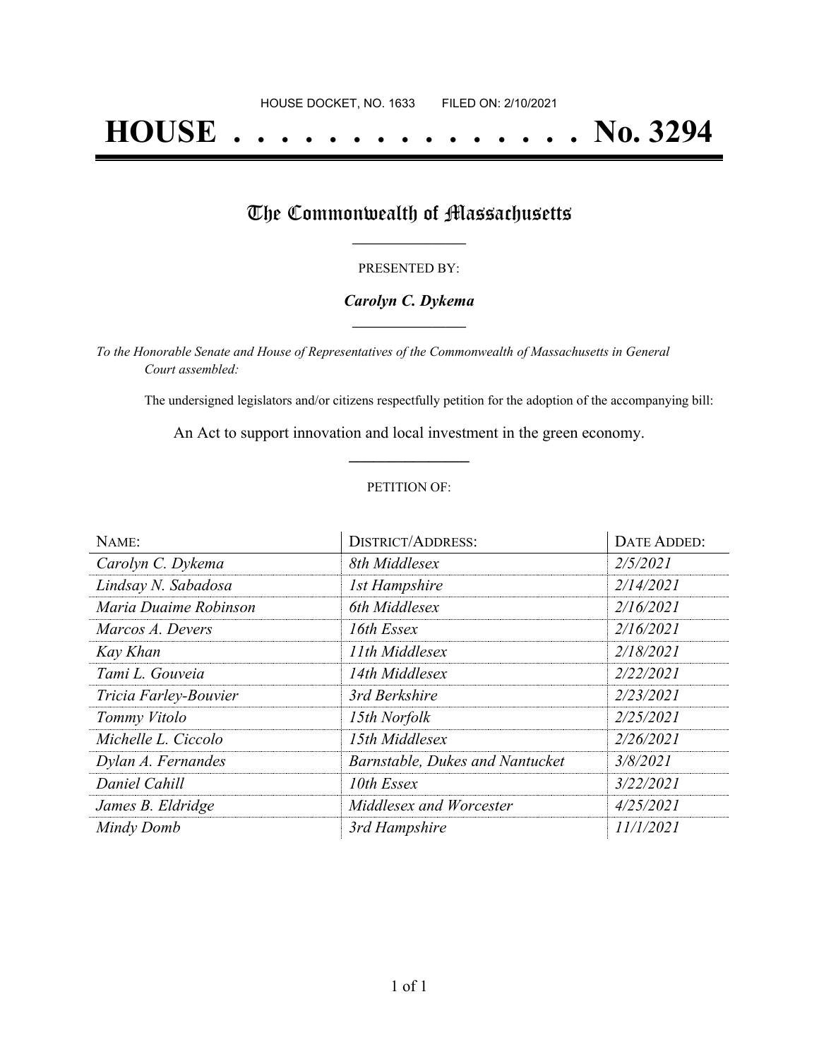HOUSE DOCKET, NO. 1633 FILED ON: 2/10/2021

# HOUSE . . . . . . . . . . . . . . . No. 3294

## The Commonwealth of Massachusetts

PRESENTED BY:

***Carolyn C. Dykema***

*To the Honorable Senate and House of Representatives of the Commonwealth of Massachusetts in General Court assembled:*

The undersigned legislators and/or citizens respectfully petition for the adoption of the accompanying bill:

An Act to support innovation and local investment in the green economy.

PETITION OF:

| NAME: | DISTRICT/ADDRESS: | DATE ADDED: |
|---|---|---|
| *Carolyn C. Dykema* | *8th Middlesex* | *2/5/2021* |
| *Lindsay N. Sabadosa* | *1st Hampshire* | *2/14/2021* |
| *Maria Duaime Robinson* | *6th Middlesex* | *2/16/2021* |
| *Marcos A. Devers* | *16th Essex* | *2/16/2021* |
| *Kay Khan* | *11th Middlesex* | *2/18/2021* |
| *Tami L. Gouveia* | *14th Middlesex* | *2/22/2021* |
| *Tricia Farley-Bouvier* | *3rd Berkshire* | *2/23/2021* |
| *Tommy Vitolo* | *15th Norfolk* | *2/25/2021* |
| *Michelle L. Ciccolo* | *15th Middlesex* | *2/26/2021* |
| *Dylan A. Fernandes* | *Barnstable, Dukes and Nantucket* | *3/8/2021* |
| *Daniel Cahill* | *10th Essex* | *3/22/2021* |
| *James B. Eldridge* | *Middlesex and Worcester* | *4/25/2021* |
| *Mindy Domb* | *3rd Hampshire* | *11/1/2021* |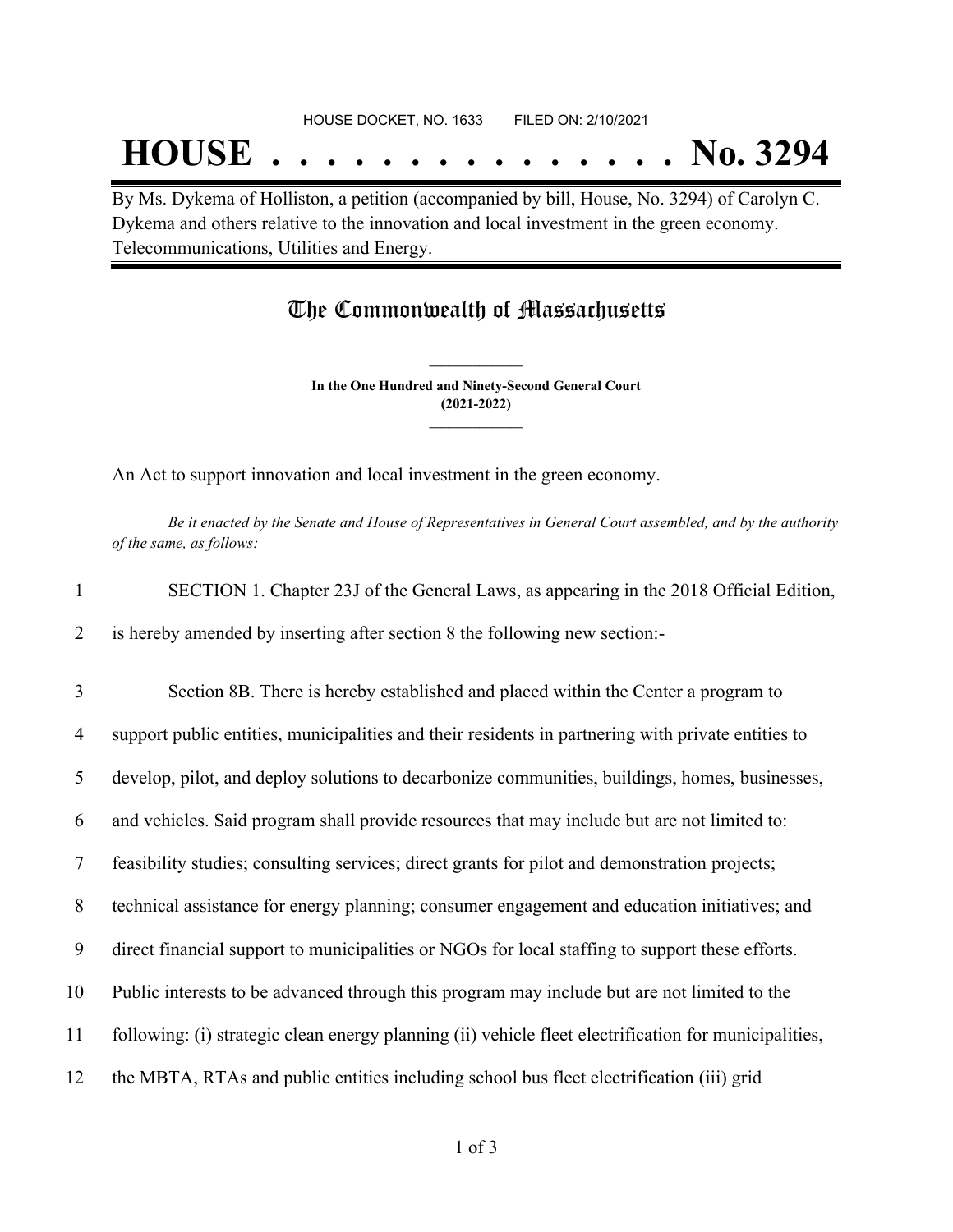HOUSE DOCKET, NO. 1633 FILED ON: 2/10/2021

# HOUSE . . . . . . . . . . . . . . . No. 3294

By Ms. Dykema of Holliston, a petition (accompanied by bill, House, No. 3294) of Carolyn C. Dykema and others relative to the innovation and local investment in the green economy. Telecommunications, Utilities and Energy.

## The Commonwealth of Massachusetts

**In the One Hundred and Ninety-Second General Court (2021-2022)**

An Act to support innovation and local investment in the green economy.

*Be it enacted by the Senate and House of Representatives in General Court assembled, and by the authority of the same, as follows:*

1 SECTION 1. Chapter 23J of the General Laws, as appearing in the 2018 Official Edition,
2 is hereby amended by inserting after section 8 the following new section:-

3 Section 8B. There is hereby established and placed within the Center a program to
4 support public entities, municipalities and their residents in partnering with private entities to
5 develop, pilot, and deploy solutions to decarbonize communities, buildings, homes, businesses,
6 and vehicles. Said program shall provide resources that may include but are not limited to:
7 feasibility studies; consulting services; direct grants for pilot and demonstration projects;
8 technical assistance for energy planning; consumer engagement and education initiatives; and
9 direct financial support to municipalities or NGOs for local staffing to support these efforts.
10 Public interests to be advanced through this program may include but are not limited to the
11 following: (i) strategic clean energy planning (ii) vehicle fleet electrification for municipalities,
12 the MBTA, RTAs and public entities including school bus fleet electrification (iii) grid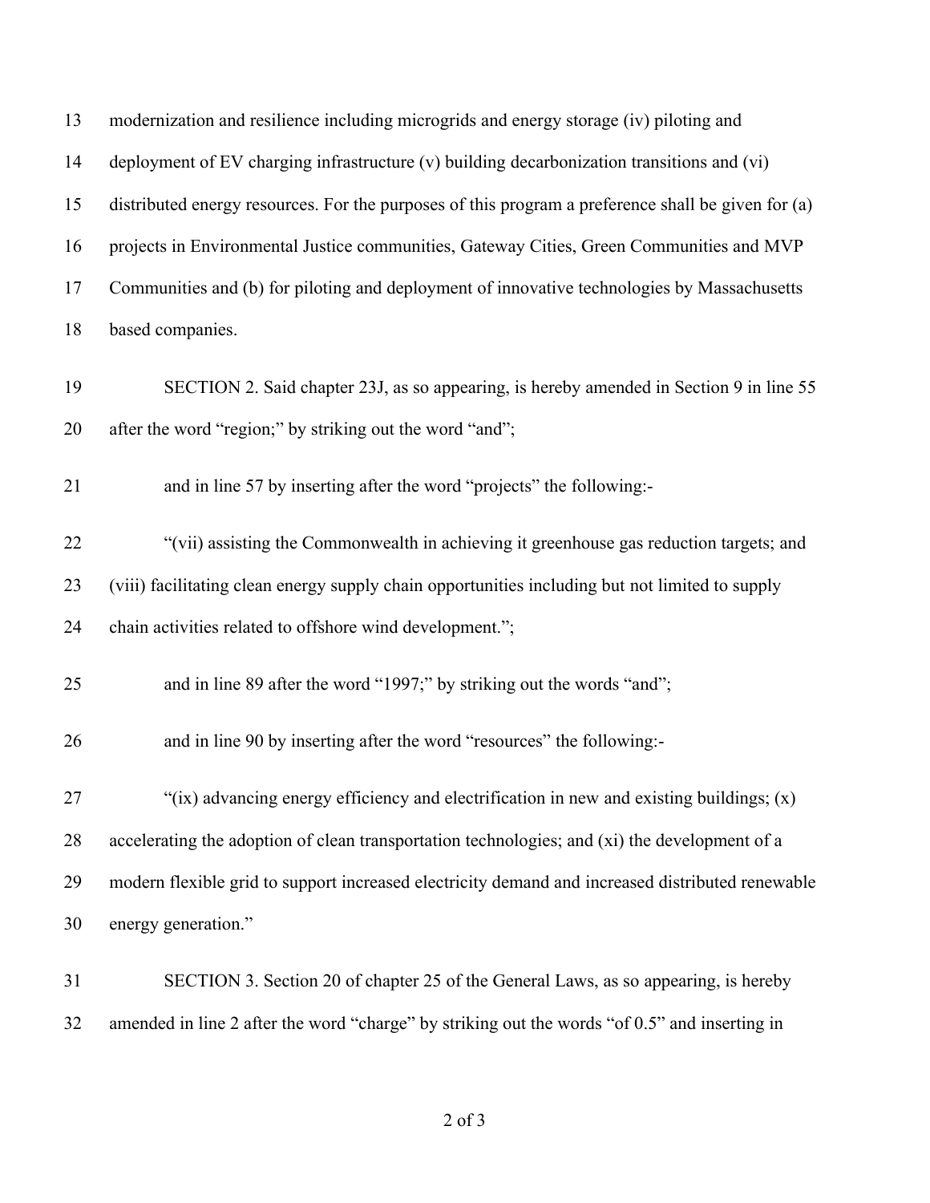modernization and resilience including microgrids and energy storage (iv) piloting and deployment of EV charging infrastructure (v) building decarbonization transitions and (vi) distributed energy resources. For the purposes of this program a preference shall be given for (a) projects in Environmental Justice communities, Gateway Cities, Green Communities and MVP Communities and (b) for piloting and deployment of innovative technologies by Massachusetts based companies.

SECTION 2. Said chapter 23J, as so appearing, is hereby amended in Section 9 in line 55 after the word "region;" by striking out the word "and";

and in line 57 by inserting after the word "projects" the following:-

"(vii) assisting the Commonwealth in achieving it greenhouse gas reduction targets; and (viii) facilitating clean energy supply chain opportunities including but not limited to supply chain activities related to offshore wind development.";

and in line 89 after the word "1997;" by striking out the words "and";

and in line 90 by inserting after the word "resources" the following:-

"(ix) advancing energy efficiency and electrification in new and existing buildings; (x) accelerating the adoption of clean transportation technologies; and (xi) the development of a modern flexible grid to support increased electricity demand and increased distributed renewable energy generation."

SECTION 3. Section 20 of chapter 25 of the General Laws, as so appearing, is hereby amended in line 2 after the word "charge" by striking out the words "of 0.5" and inserting in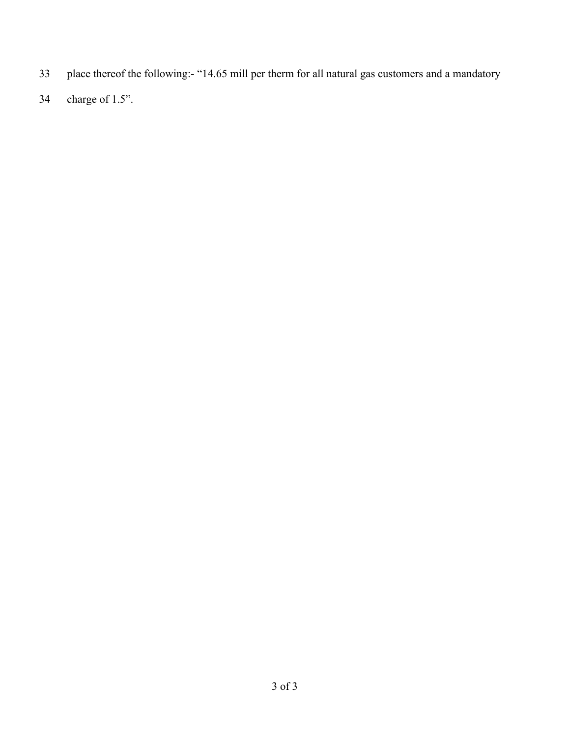33 place thereof the following:- "14.65 mill per therm for all natural gas customers and a mandatory

34 charge of 1.5".